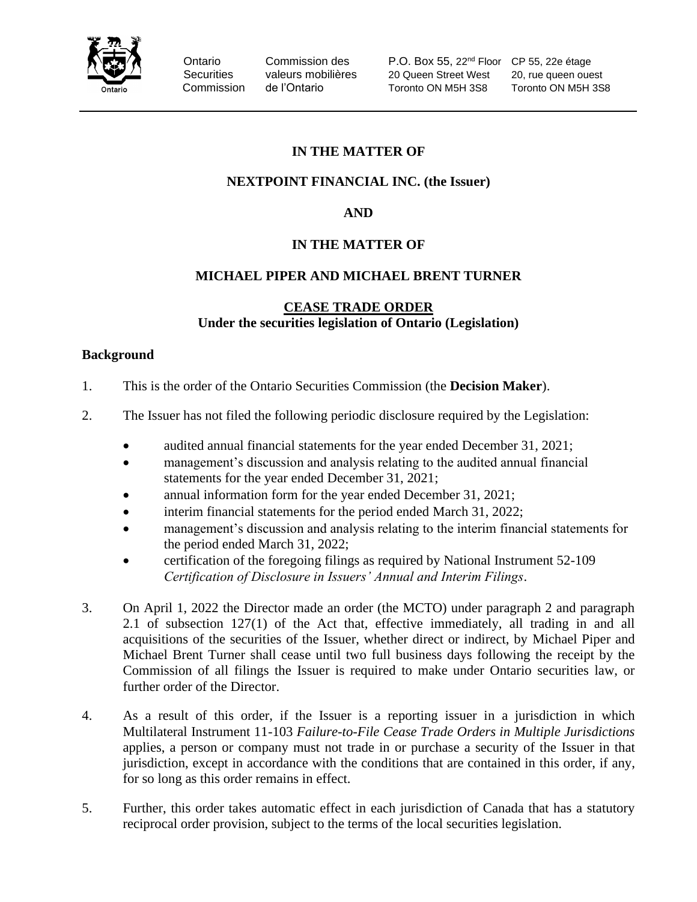Ontario Securities Commission | Commission des valeurs mobilières de l'Ontario | P.O. Box 55, 22nd Floor, 20 Queen Street West, Toronto ON M5H 3S8 | CP 55, 22e étage, 20, rue queen ouest, Toronto ON M5H 3S8

**IN THE MATTER OF**

**NEXTPOINT FINANCIAL INC. (the Issuer)**

**AND**

**IN THE MATTER OF**

**MICHAEL PIPER AND MICHAEL BRENT TURNER**

**CEASE TRADE ORDER**
**Under the securities legislation of Ontario (Legislation)**

## Background

1. This is the order of the Ontario Securities Commission (the **Decision Maker**).

2. The Issuer has not filed the following periodic disclosure required by the Legislation:
   - audited annual financial statements for the year ended December 31, 2021;
   - management's discussion and analysis relating to the audited annual financial statements for the year ended December 31, 2021;
   - annual information form for the year ended December 31, 2021;
   - interim financial statements for the period ended March 31, 2022;
   - management's discussion and analysis relating to the interim financial statements for the period ended March 31, 2022;
   - certification of the foregoing filings as required by National Instrument 52-109 *Certification of Disclosure in Issuers' Annual and Interim Filings*.

3. On April 1, 2022 the Director made an order (the MCTO) under paragraph 2 and paragraph 2.1 of subsection 127(1) of the Act that, effective immediately, all trading in and all acquisitions of the securities of the Issuer, whether direct or indirect, by Michael Piper and Michael Brent Turner shall cease until two full business days following the receipt by the Commission of all filings the Issuer is required to make under Ontario securities law, or further order of the Director.

4. As a result of this order, if the Issuer is a reporting issuer in a jurisdiction in which Multilateral Instrument 11-103 *Failure-to-File Cease Trade Orders in Multiple Jurisdictions* applies, a person or company must not trade in or purchase a security of the Issuer in that jurisdiction, except in accordance with the conditions that are contained in this order, if any, for so long as this order remains in effect.

5. Further, this order takes automatic effect in each jurisdiction of Canada that has a statutory reciprocal order provision, subject to the terms of the local securities legislation.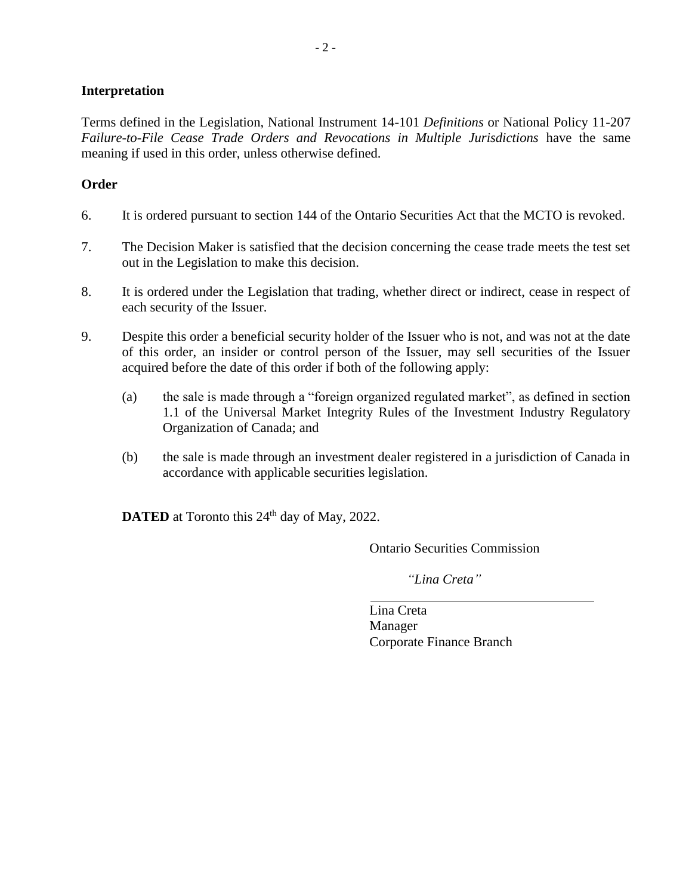**Interpretation**

Terms defined in the Legislation, National Instrument 14-101 *Definitions* or National Policy 11-207 *Failure-to-File Cease Trade Orders and Revocations in Multiple Jurisdictions* have the same meaning if used in this order, unless otherwise defined.

**Order**

6. It is ordered pursuant to section 144 of the Ontario Securities Act that the MCTO is revoked.

7. The Decision Maker is satisfied that the decision concerning the cease trade meets the test set out in the Legislation to make this decision.

8. It is ordered under the Legislation that trading, whether direct or indirect, cease in respect of each security of the Issuer.

9. Despite this order a beneficial security holder of the Issuer who is not, and was not at the date of this order, an insider or control person of the Issuer, may sell securities of the Issuer acquired before the date of this order if both of the following apply:

   (a) the sale is made through a "foreign organized regulated market", as defined in section 1.1 of the Universal Market Integrity Rules of the Investment Industry Regulatory Organization of Canada; and

   (b) the sale is made through an investment dealer registered in a jurisdiction of Canada in accordance with applicable securities legislation.

**DATED** at Toronto this 24th day of May, 2022.

Ontario Securities Commission

*"Lina Creta"*

Lina Creta
Manager
Corporate Finance Branch